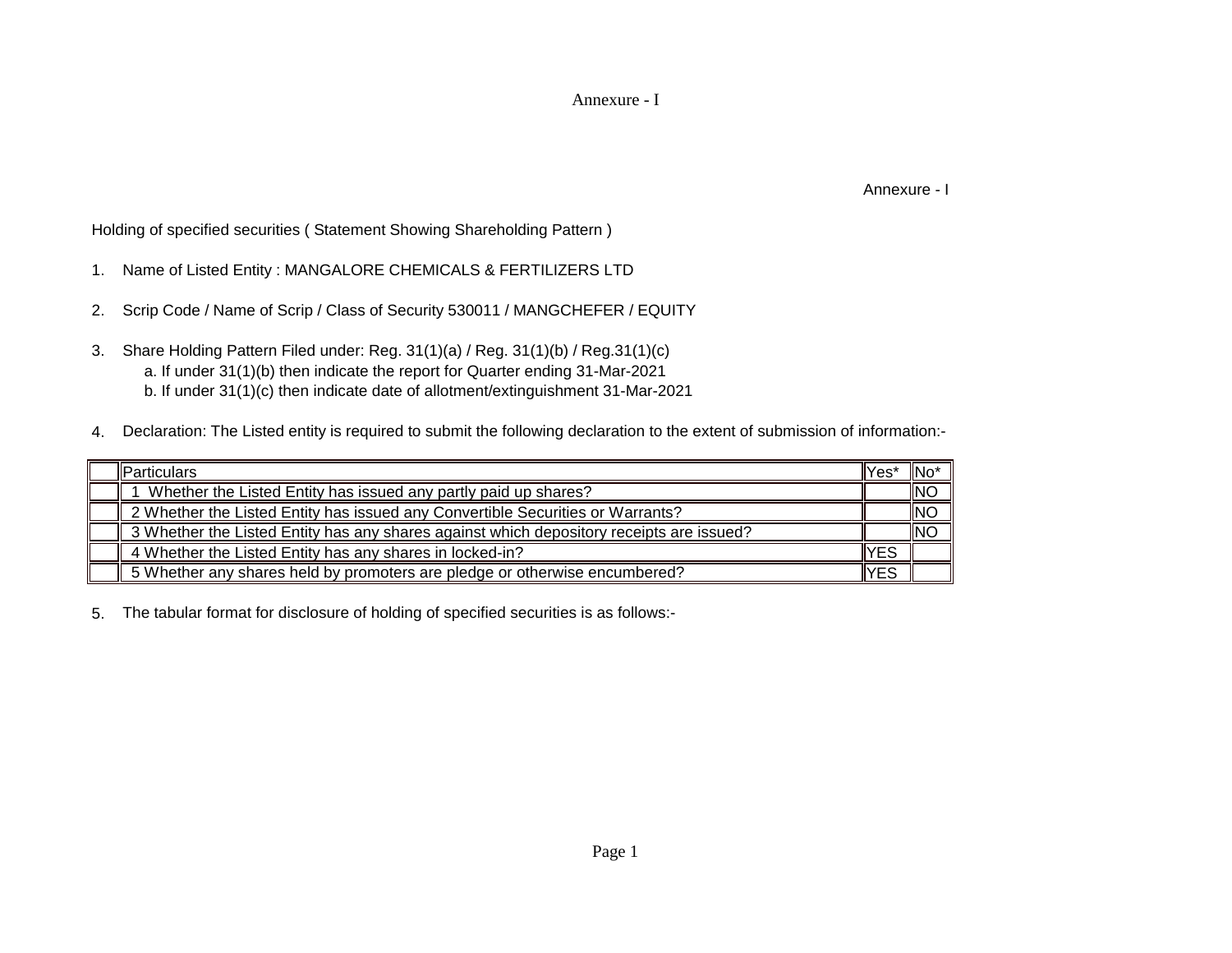Annexure - I

Annexure - I

Holding of specified securities ( Statement Showing Shareholding Pattern )

1. Name of Listed Entity : MANGALORE CHEMICALS & FERTILIZERS LTD

2. Scrip Code / Name of Scrip / Class of Security 530011 / MANGCHEFER / EQUITY

3. Share Holding Pattern Filed under: Reg. 31(1)(a) / Reg. 31(1)(b) / Reg.31(1)(c)
   a. If under 31(1)(b) then indicate the report for Quarter ending 31-Mar-2021
   b. If under 31(1)(c) then indicate date of allotment/extinguishment 31-Mar-2021

4. Declaration: The Listed entity is required to submit the following declaration to the extent of submission of information:-

| | Particulars | Yes* | No* |
|---|---|---|---|
| | 1 Whether the Listed Entity has issued any partly paid up shares? | | NO |
| | 2 Whether the Listed Entity has issued any Convertible Securities or Warrants? | | NO |
| | 3 Whether the Listed Entity has any shares against which depository receipts are issued? | | NO |
| | 4 Whether the Listed Entity has any shares in locked-in? | YES | |
| | 5 Whether any shares held by promoters are pledge or otherwise encumbered? | YES | |

5. The tabular format for disclosure of holding of specified securities is as follows:-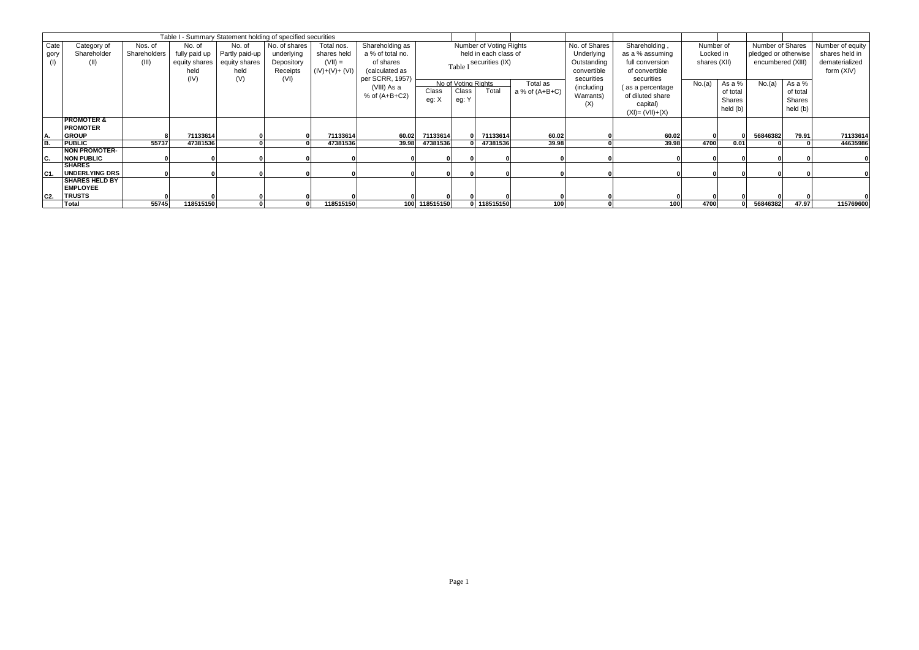Table I - Summary Statement holding of specified securities

| Category (I) | Category of Shareholder (II) | Nos. of Shareholders (III) | No. of fully paid up equity shares held (IV) | No. of Partly paid-up equity shares held (V) | No. of shares underlying Depository Receipts (VI) | Total nos. shares held (VII) = (IV)+(V)+ (VI) | Shareholding as a % of total no. of shares (calculated as per SCRR, 1957) (VIII) As a % of (A+B+C2) | Number of Voting Rights held in each class of securities (IX) | | | | No. of Shares Underlying Outstanding convertible securities (including Warrants) (X) | Shareholding , as a % assuming full conversion of convertible securities ( as a percentage of diluted share capital) (XI)= (VII)+(X) | Number of Locked in shares (XII) | | Number of Shares pledged or otherwise encumbered (XIII) | | Number of equity shares held in dematerialized form (XIV) |
|---|---|---|---|---|---|---|---|---|---|---|---|---|---|---|---|---|---|---|
| | | | | | | | | No of Voting Rights | | | Total as a % of (A+B+C) | | | No.(a) | As a % of total Shares held (b) | No.(a) | As a % of total Shares held (b) | |
| | | | | | | | | Class eg: X | Class eg: Y | Total | | | | | | | | |
| A. | PROMOTER & PROMOTER GROUP | 8 | 71133614 | 0 | 0 | 71133614 | 60.02 | 71133614 | 0 | 71133614 | 60.02 | 0 | 60.02 | 0 | 0 | 56846382 | 79.91 | 71133614 |
| B. | PUBLIC | 55737 | 47381536 | 0 | 0 | 47381536 | 39.98 | 47381536 | 0 | 47381536 | 39.98 | 0 | 39.98 | 4700 | 0.01 | 0 | 0 | 44635986 |
| C. | NON PROMOTER- NON PUBLIC | 0 | 0 | 0 | 0 | 0 | 0 | 0 | 0 | 0 | 0 | 0 | 0 | 0 | 0 | 0 | 0 | 0 |
| C1. | SHARES UNDERLYING DRS | 0 | 0 | 0 | 0 | 0 | 0 | 0 | 0 | 0 | 0 | 0 | 0 | 0 | 0 | 0 | 0 | 0 |
| C2. | SHARES HELD BY EMPLOYEE TRUSTS | 0 | 0 | 0 | 0 | 0 | 0 | 0 | 0 | 0 | 0 | 0 | 0 | 0 | 0 | 0 | 0 | 0 |
| | Total | 55745 | 118515150 | 0 | 0 | 118515150 | 100 | 118515150 | 0 | 118515150 | 100 | 0 | 100 | 4700 | 0 | 56846382 | 47.97 | 115769600 |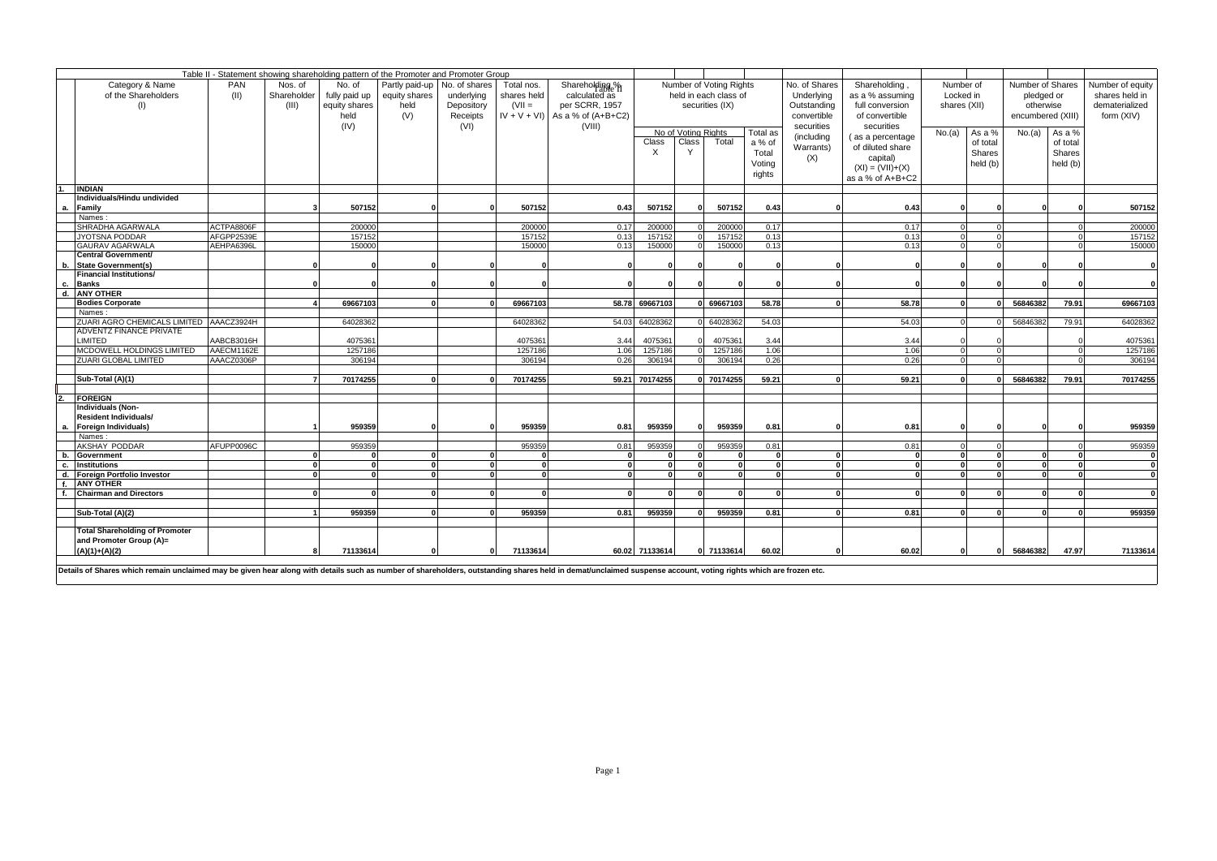Table II - Statement showing shareholding pattern of the Promoter and Promoter Group

| | Category & Name of the Shareholders (I) | PAN (II) | Nos. of Shareholder (III) | No. of fully paid up equity shares held (IV) | Partly paid-up equity shares held (V) | No. of shares underlying Depository Receipts (VI) | Total nos. shares held (VII = IV + V + VI) | Shareholding % calculated as per SCRR, 1957 As a % of (A+B+C2) (VIII) | Number of Voting Rights held in each class of securities (IX) | | | | No. of Shares Underlying Outstanding convertible securities (including Warrants) (X) | Shareholding , as a % assuming full conversion of convertible securities ( as a percentage of diluted share capital) (XI) = (VII)+(X) as a % of A+B+C2 | Number of Locked in shares (XII) | | Number of Shares pledged or otherwise encumbered (XIII) | | Number of equity shares held in dematerialized form (XIV) |
|---|---|---|---|---|---|---|---|---|---|---|---|---|---|---|---|---|---|---|---|
| | | | | | | | | | No of Voting Rights | | | Total as a % of Total Voting rights | | | No.(a) | As a % of total Shares held (b) | No.(a) | As a % of total Shares held (b) | |
| | | | | | | | | | Class X | Class Y | Total | | | | | | | | |
| 1. | **INDIAN** | | | | | | | | | | | | | | | | | | |
| a. | **Individuals/Hindu undivided Family** | | 3 | 507152 | 0 | 0 | 507152 | 0.43 | 507152 | 0 | 507152 | 0.43 | 0 | 0.43 | 0 | 0 | 0 | 0 | 507152 |
| | Names : | | | | | | | | | | | | | | | | | | |
| | SHRADHA AGARWALA | ACTPA8806F | | 200000 | | | 200000 | 0.17 | 200000 | 0 | 200000 | 0.17 | | 0.17 | 0 | 0 | | 0 | 200000 |
| | JYOTSNA PODDAR | AFGPP2539E | | 157152 | | | 157152 | 0.13 | 157152 | 0 | 157152 | 0.13 | | 0.13 | 0 | 0 | | 0 | 157152 |
| | GAURAV AGARWALA | AEHPA6396L | | 150000 | | | 150000 | 0.13 | 150000 | 0 | 150000 | 0.13 | | 0.13 | 0 | 0 | | 0 | 150000 |
| b. | **Central Government/ State Government(s)** | | 0 | 0 | 0 | 0 | 0 | 0 | 0 | 0 | 0 | 0 | 0 | 0 | 0 | 0 | 0 | 0 | 0 |
| c. | **Financial Institutions/ Banks** | | 0 | 0 | 0 | 0 | 0 | 0 | 0 | 0 | 0 | 0 | 0 | 0 | 0 | 0 | 0 | 0 | 0 |
| d. | **ANY OTHER** | | | | | | | | | | | | | | | | | | |
| | **Bodies Corporate** | | 4 | 69667103 | 0 | 0 | 69667103 | 58.78 | 69667103 | 0 | 69667103 | 58.78 | 0 | 58.78 | 0 | 0 | 56846382 | 79.91 | 69667103 |
| | Names : | | | | | | | | | | | | | | | | | | |
| | ZUARI AGRO CHEMICALS LIMITED | AAACZ3924H | | 64028362 | | | 64028362 | 54.03 | 64028362 | 0 | 64028362 | 54.03 | | 54.03 | 0 | 0 | 56846382 | 79.91 | 64028362 |
| | ADVENTZ FINANCE PRIVATE LIMITED | AABCB3016H | | 4075361 | | | 4075361 | 3.44 | 4075361 | 0 | 4075361 | 3.44 | | 3.44 | 0 | 0 | | 0 | 4075361 |
| | MCDOWELL HOLDINGS LIMITED | AAECM1162E | | 1257186 | | | 1257186 | 1.06 | 1257186 | 0 | 1257186 | 1.06 | | 1.06 | 0 | 0 | | 0 | 1257186 |
| | ZUARI GLOBAL LIMITED | AAACZ0306P | | 306194 | | | 306194 | 0.26 | 306194 | 0 | 306194 | 0.26 | | 0.26 | 0 | 0 | | 0 | 306194 |
| | **Sub-Total (A)(1)** | | 7 | 70174255 | 0 | 0 | 70174255 | 59.21 | 70174255 | 0 | 70174255 | 59.21 | 0 | 59.21 | 0 | 0 | 56846382 | 79.91 | 70174255 |
| 2. | **FOREIGN** | | | | | | | | | | | | | | | | | | |
| a. | **Individuals (Non-Resident Individuals/ Foreign Individuals)** | | 1 | 959359 | 0 | 0 | 959359 | 0.81 | 959359 | 0 | 959359 | 0.81 | 0 | 0.81 | 0 | 0 | 0 | 0 | 959359 |
| | Names : | | | | | | | | | | | | | | | | | | |
| | AKSHAY PODDAR | AFUPP0096C | | 959359 | | | 959359 | 0.81 | 959359 | 0 | 959359 | 0.81 | | 0.81 | 0 | 0 | | 0 | 959359 |
| b. | **Government** | | 0 | 0 | 0 | 0 | 0 | 0 | 0 | 0 | 0 | 0 | 0 | 0 | 0 | 0 | 0 | 0 | 0 |
| c. | **Institutions** | | 0 | 0 | 0 | 0 | 0 | 0 | 0 | 0 | 0 | 0 | 0 | 0 | 0 | 0 | 0 | 0 | 0 |
| d. | **Foreign Portfolio Investor** | | 0 | 0 | 0 | 0 | 0 | 0 | 0 | 0 | 0 | 0 | 0 | 0 | 0 | 0 | 0 | 0 | 0 |
| f. | **ANY OTHER** | | | | | | | | | | | | | | | | | | |
| f. | **Chairman and Directors** | | 0 | 0 | 0 | 0 | 0 | 0 | 0 | 0 | 0 | 0 | 0 | 0 | 0 | 0 | 0 | 0 | 0 |
| | **Sub-Total (A)(2)** | | 1 | 959359 | 0 | 0 | 959359 | 0.81 | 959359 | 0 | 959359 | 0.81 | 0 | 0.81 | 0 | 0 | 0 | 0 | 959359 |
| | **Total Shareholding of Promoter and Promoter Group (A)= (A)(1)+(A)(2)** | | 8 | 71133614 | 0 | 0 | 71133614 | 60.02 | 71133614 | 0 | 71133614 | 60.02 | 0 | 60.02 | 0 | 0 | 56846382 | 47.97 | 71133614 |

**Details of Shares which remain unclaimed may be given hear along with details such as number of shareholders, outstanding shares held in demat/unclaimed suspense account, voting rights which are frozen etc.**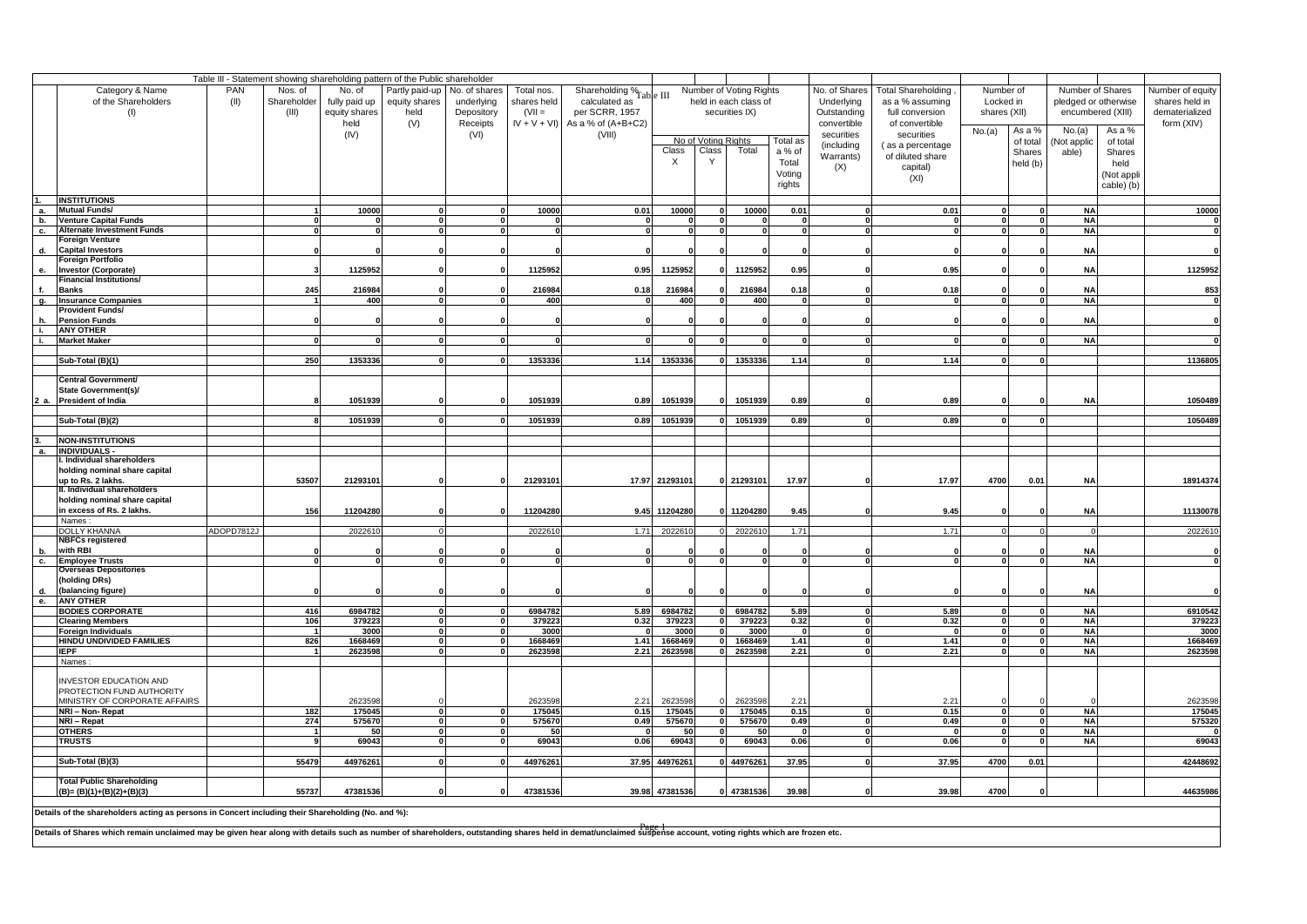Table III - Statement showing shareholding pattern of the Public shareholder

| | Category & Name of the Shareholders (I) | PAN (II) | Nos. of Shareholder (III) | No. of fully paid up equity shares held (IV) | Partly paid-up equity shares held (V) | No. of shares underlying Depository Receipts (VI) | Total nos. shares held (VII = IV + V + VI) | Shareholding % calculated as per SCRR, 1957 As a % of (A+B+C2) (VIII) | Number of Voting Rights held in each class of securities (IX) | | | | No. of Shares Underlying Outstanding convertible securities (including Warrants) (X) | Total Shareholding , as a % assuming full conversion of convertible securities ( as a percentage of diluted share capital) (XI) | Number of Locked in shares (XII) | | Number of Shares pledged or otherwise encumbered (XIII) | | Number of equity shares held in dematerialized form (XIV) |
|---|---|---|---|---|---|---|---|---|---|---|---|---|---|---|---|---|---|---|---|
| | | | | | | | | | No of Voting Rights | | | Total as a % of Total Voting rights | | | No.(a) | As a % of total Shares held (b) | No.(a) (Not applic able) | As a % of total Shares held (Not appli cable) (b) | |
| | | | | | | | | | Class X | Class Y | Total | | | | | | | | |
| 1. | INSTITUTIONS | | | | | | | | | | | | | | | | | | |
| a. | Mutual Funds/ | | 1 | 10000 | 0 | 0 | 10000 | 0.01 | 10000 | 0 | 10000 | 0.01 | 0 | 0.01 | 0 | 0 | NA | | 10000 |
| b. | Venture Capital Funds | | 0 | 0 | 0 | 0 | 0 | 0 | 0 | 0 | 0 | 0 | 0 | 0 | 0 | 0 | NA | | 0 |
| c. | Alternate Investment Funds | | 0 | 0 | 0 | 0 | 0 | 0 | 0 | 0 | 0 | 0 | 0 | 0 | 0 | 0 | NA | | 0 |
| d. | Foreign Venture Capital Investors | | 0 | 0 | 0 | 0 | 0 | 0 | 0 | 0 | 0 | 0 | 0 | 0 | 0 | 0 | NA | | 0 |
| e. | Foreign Portfolio Investor (Corporate) | | 3 | 1125952 | 0 | 0 | 1125952 | 0.95 | 1125952 | 0 | 1125952 | 0.95 | 0 | 0.95 | 0 | 0 | NA | | 1125952 |
| f. | Financial Institutions/ Banks | | 245 | 216984 | 0 | 0 | 216984 | 0.18 | 216984 | 0 | 216984 | 0.18 | 0 | 0.18 | 0 | 0 | NA | | 853 |
| g. | Insurance Companies | | 1 | 400 | 0 | 0 | 400 | 0 | 400 | 0 | 400 | 0 | 0 | 0 | 0 | 0 | NA | | 0 |
| h. | Provident Funds/ Pension Funds | | 0 | 0 | 0 | 0 | 0 | 0 | 0 | 0 | 0 | 0 | 0 | 0 | 0 | 0 | NA | | 0 |
| i. | ANY OTHER | | | | | | | | | | | | | | | | | | |
| i. | Market Maker | | 0 | 0 | 0 | 0 | 0 | 0 | 0 | 0 | 0 | 0 | 0 | 0 | 0 | 0 | NA | | 0 |
| | Sub-Total (B)(1) | | 250 | 1353336 | 0 | 0 | 1353336 | 1.14 | 1353336 | 0 | 1353336 | 1.14 | 0 | 1.14 | 0 | 0 | | | 1136805 |
| 2 a. | Central Government/ State Government(s)/ President of India | | 8 | 1051939 | 0 | 0 | 1051939 | 0.89 | 1051939 | 0 | 1051939 | 0.89 | 0 | 0.89 | 0 | 0 | NA | | 1050489 |
| | Sub-Total (B)(2) | | 8 | 1051939 | 0 | 0 | 1051939 | 0.89 | 1051939 | 0 | 1051939 | 0.89 | 0 | 0.89 | 0 | 0 | | | 1050489 |
| 3. | NON-INSTITUTIONS | | | | | | | | | | | | | | | | | | |
| a. | INDIVIDUALS - | | | | | | | | | | | | | | | | | | |
| | I. Individual shareholders holding nominal share capital up to Rs. 2 lakhs. | | 53507 | 21293101 | 0 | 0 | 21293101 | 17.97 | 21293101 | 0 | 21293101 | 17.97 | 0 | 17.97 | 4700 | 0.01 | NA | | 18914374 |
| | II. Individual shareholders holding nominal share capital in excess of Rs. 2 lakhs. | | 156 | 11204280 | 0 | 0 | 11204280 | 9.45 | 11204280 | 0 | 11204280 | 9.45 | 0 | 9.45 | 0 | 0 | NA | | 11130078 |
| | Names : | | | | | | | | | | | | | | | | | | |
| | DOLLY KHANNA | ADOPD7812J | | 2022610 | 0 | | 2022610 | 1.71 | 2022610 | 0 | 2022610 | 1.71 | | 1.71 | 0 | 0 | 0 | | 2022610 |
| b. | NBFCs registered with RBI | | 0 | 0 | 0 | 0 | 0 | 0 | 0 | 0 | 0 | 0 | 0 | 0 | 0 | 0 | NA | | 0 |
| c. | Employee Trusts | | 0 | 0 | 0 | 0 | 0 | 0 | 0 | 0 | 0 | 0 | 0 | 0 | 0 | 0 | NA | | 0 |
| d. | Overseas Depositories (holding DRs) (balancing figure) | | 0 | 0 | 0 | 0 | 0 | 0 | 0 | 0 | 0 | 0 | 0 | 0 | 0 | 0 | NA | | 0 |
| e. | ANY OTHER | | | | | | | | | | | | | | | | | | |
| | BODIES CORPORATE | | 416 | 6984782 | 0 | 0 | 6984782 | 5.89 | 6984782 | 0 | 6984782 | 5.89 | 0 | 5.89 | 0 | 0 | NA | | 6910542 |
| | Clearing Members | | 106 | 379223 | 0 | 0 | 379223 | 0.32 | 379223 | 0 | 379223 | 0.32 | 0 | 0.32 | 0 | 0 | NA | | 379223 |
| | Foreign Individuals | | 1 | 3000 | 0 | 0 | 3000 | 0 | 3000 | 0 | 3000 | 0 | 0 | 0 | 0 | 0 | NA | | 3000 |
| | HINDU UNDIVIDED FAMILIES | | 826 | 1668469 | 0 | 0 | 1668469 | 1.41 | 1668469 | 0 | 1668469 | 1.41 | 0 | 1.41 | 0 | 0 | NA | | 1668469 |
| | IEPF | | 1 | 2623598 | 0 | 0 | 2623598 | 2.21 | 2623598 | 0 | 2623598 | 2.21 | 0 | 2.21 | 0 | 0 | NA | | 2623598 |
| | Names : | | | | | | | | | | | | | | | | | | |
| | INVESTOR EDUCATION AND PROTECTION FUND AUTHORITY MINISTRY OF CORPORATE AFFAIRS | | | 2623598 | 0 | | 2623598 | 2.21 | 2623598 | 0 | 2623598 | 2.21 | | 2.21 | 0 | 0 | 0 | | 2623598 |
| | NRI – Non- Repat | | 182 | 175045 | 0 | 0 | 175045 | 0.15 | 175045 | 0 | 175045 | 0.15 | 0 | 0.15 | 0 | 0 | NA | | 175045 |
| | NRI – Repat | | 274 | 575670 | 0 | 0 | 575670 | 0.49 | 575670 | 0 | 575670 | 0.49 | 0 | 0.49 | 0 | 0 | NA | | 575320 |
| | OTHERS | | 1 | 50 | 0 | 0 | 50 | 0 | 50 | 0 | 50 | 0 | 0 | 0 | 0 | 0 | NA | | 0 |
| | TRUSTS | | 9 | 69043 | 0 | 0 | 69043 | 0.06 | 69043 | 0 | 69043 | 0.06 | 0 | 0.06 | 0 | 0 | NA | | 69043 |
| | Sub-Total (B)(3) | | 55479 | 44976261 | 0 | 0 | 44976261 | 37.95 | 44976261 | 0 | 44976261 | 37.95 | 0 | 37.95 | 4700 | 0.01 | | | 42448692 |
| | Total Public Shareholding (B)= (B)(1)+(B)(2)+(B)(3) | | 55737 | 47381536 | 0 | 0 | 47381536 | 39.98 | 47381536 | 0 | 47381536 | 39.98 | 0 | 39.98 | 4700 | 0 | | | 44635986 |

Details of the shareholders acting as persons in Concert including their Shareholding (No. and %):

Details of Shares which remain unclaimed may be given hear along with details such as number of shareholders, outstanding shares held in demat/unclaimed suspense account, voting rights which are frozen etc.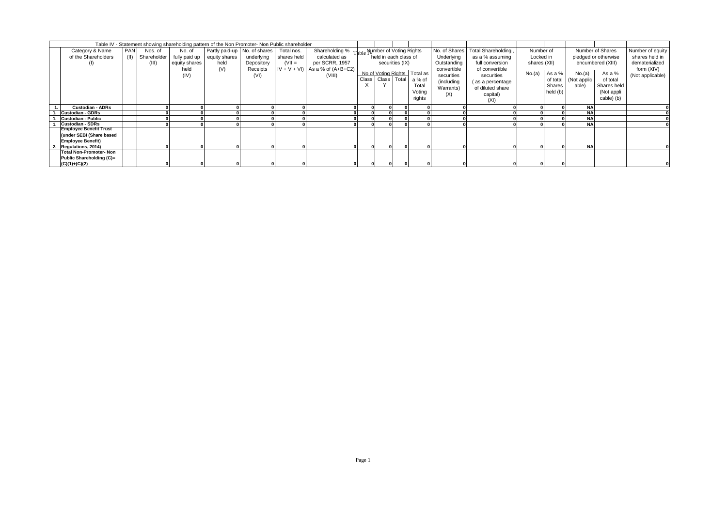Table IV - Statement showing shareholding pattern of the Non Promoter- Non Public shareholder

| | Category & Name of the Shareholders (I) | PAN (II) | Nos. of Shareholder (III) | No. of fully paid up equity shares held (IV) | Partly paid-up equity shares held (V) | No. of shares underlying Depository Receipts (VI) | Total nos. shares held (VII = IV + V + VI) | Shareholding % calculated as per SCRR, 1957 As a % of (A+B+C2) (VIII) | Number of Voting Rights held in each class of securities (IX) | | | | No. of Shares Underlying Outstanding convertible securities (including Warrants) (X) | Total Shareholding , as a % assuming full conversion of convertible securities ( as a percentage of diluted share capital) (XI) | Number of Locked in shares (XII) | | Number of Shares pledged or otherwise encumbered (XIII) | | Number of equity shares held in dematerialized form (XIV) (Not applicable) |
|---|---|---|---|---|---|---|---|---|---|---|---|---|---|---|---|---|---|---|---|
| | | | | | | | | | No of Voting Rights | | | Total as a % of Total Voting rights | | | No.(a) | As a % of total Shares held (b) | No.(a) (Not applicable) | As a % of total Shares held (Not applicable) (b) | |
| | | | | | | | | | Class X | Class Y | Total | | | | | | | | |
| 1. | Custodian - ADRs | | 0 | 0 | 0 | 0 | 0 | 0 | 0 | 0 | 0 | 0 | 0 | 0 | 0 | 0 | NA | | 0 |
| 1. | Custodian - GDRs | | 0 | 0 | 0 | 0 | 0 | 0 | 0 | 0 | 0 | 0 | 0 | 0 | 0 | 0 | NA | | 0 |
| 1. | Custodian - Public | | 0 | 0 | 0 | 0 | 0 | 0 | 0 | 0 | 0 | 0 | 0 | 0 | 0 | 0 | NA | | 0 |
| 1. | Custodian - SDRs | | 0 | 0 | 0 | 0 | 0 | 0 | 0 | 0 | 0 | 0 | 0 | 0 | 0 | 0 | NA | | 0 |
| 2. | Employee Benefit Trust (under SEBI (Share based Employee Benefit) Regulations, 2014) | | 0 | 0 | 0 | 0 | 0 | 0 | 0 | 0 | 0 | 0 | 0 | 0 | 0 | 0 | NA | | 0 |
| | Total Non-Promoter- Non Public Shareholding (C)= (C)(1)+(C)(2) | | 0 | 0 | 0 | 0 | 0 | 0 | 0 | 0 | 0 | 0 | 0 | 0 | 0 | 0 | | | 0 |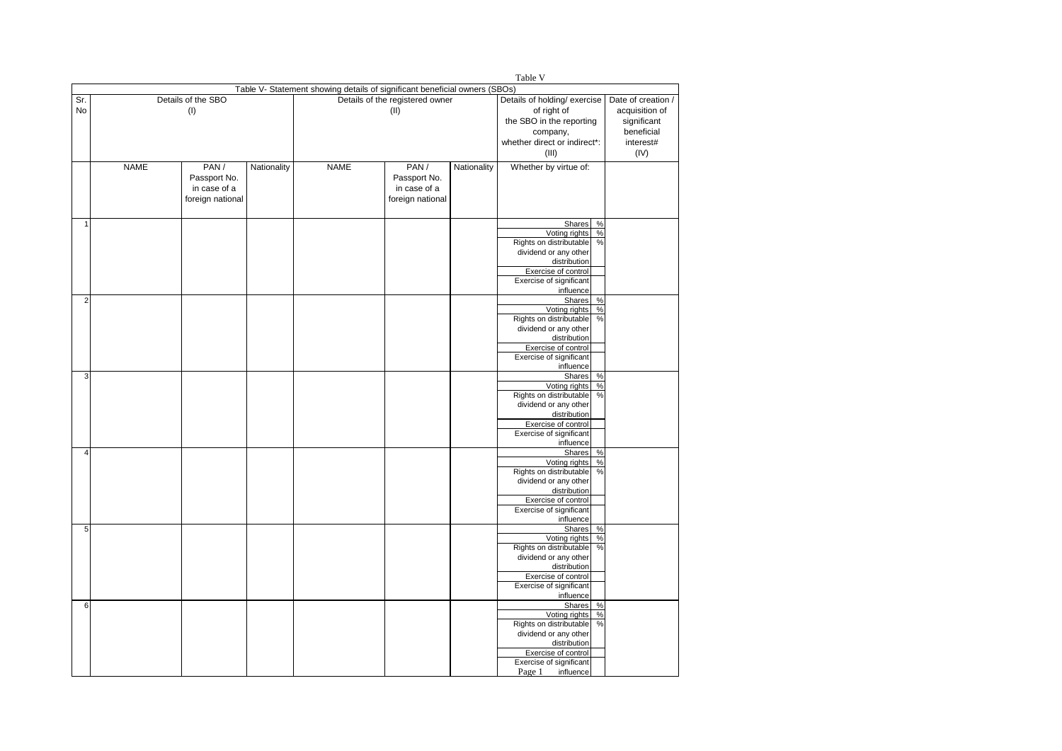Table V

| Table V- Statement showing details of significant beneficial owners (SBOs) | | | | | | | | | |
|---|---|---|---|---|---|---|---|---|---|
| Sr. No | Details of the SBO (I) | | | Details of the registered owner (II) | | | Details of holding/ exercise of right of the SBO in the reporting company, whether direct or indirect*: (III) | | Date of creation / acquisition of significant beneficial interest# (IV) |
| | NAME | PAN / Passport No. in case of a foreign national | Nationality | NAME | PAN / Passport No. in case of a foreign national | Nationality | Whether by virtue of: | | |
| 1 | | | | | | | Shares | % | |
| | | | | | | | Voting rights | % | |
| | | | | | | | Rights on distributable dividend or any other distribution | % | |
| | | | | | | | Exercise of control | | |
| | | | | | | | Exercise of significant influence | | |
| 2 | | | | | | | Shares | % | |
| | | | | | | | Voting rights | % | |
| | | | | | | | Rights on distributable dividend or any other distribution | % | |
| | | | | | | | Exercise of control | | |
| | | | | | | | Exercise of significant influence | | |
| 3 | | | | | | | Shares | % | |
| | | | | | | | Voting rights | % | |
| | | | | | | | Rights on distributable dividend or any other distribution | % | |
| | | | | | | | Exercise of control | | |
| | | | | | | | Exercise of significant influence | | |
| 4 | | | | | | | Shares | % | |
| | | | | | | | Voting rights | % | |
| | | | | | | | Rights on distributable dividend or any other distribution | % | |
| | | | | | | | Exercise of control | | |
| | | | | | | | Exercise of significant influence | | |
| 5 | | | | | | | Shares | % | |
| | | | | | | | Voting rights | % | |
| | | | | | | | Rights on distributable dividend or any other distribution | % | |
| | | | | | | | Exercise of control | | |
| | | | | | | | Exercise of significant influence | | |
| 6 | | | | | | | Shares | % | |
| | | | | | | | Voting rights | % | |
| | | | | | | | Rights on distributable dividend or any other distribution | % | |
| | | | | | | | Exercise of control | | |
| | | | | | | | Exercise of significant influence | | |